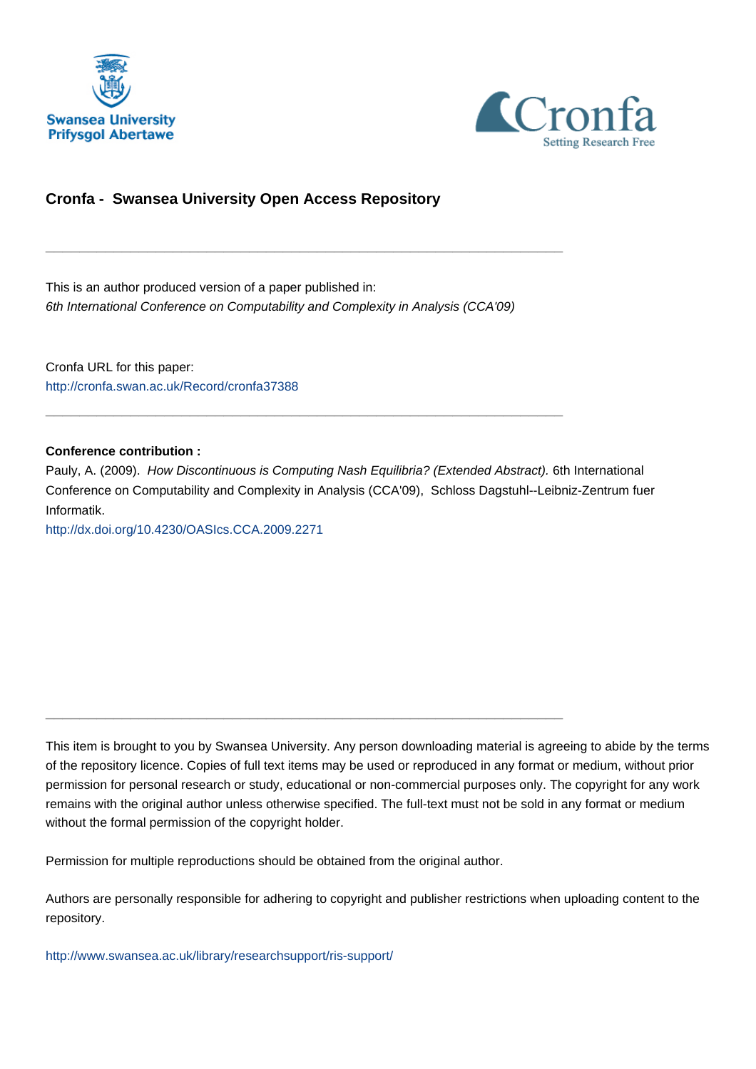## Cronfa - Swansea University Open Access Repository

---

This is an author produced version of a paper published in:
*6th International Conference on Computability and Complexity in Analysis (CCA'09)*

Cronfa URL for this paper:
http://cronfa.swan.ac.uk/Record/cronfa37388

---

**Conference contribution :**

Pauly, A. (2009). *How Discontinuous is Computing Nash Equilibria? (Extended Abstract).* 6th International Conference on Computability and Complexity in Analysis (CCA'09), Schloss Dagstuhl--Leibniz-Zentrum fuer Informatik.

http://dx.doi.org/10.4230/OASIcs.CCA.2009.2271

---

This item is brought to you by Swansea University. Any person downloading material is agreeing to abide by the terms of the repository licence. Copies of full text items may be used or reproduced in any format or medium, without prior permission for personal research or study, educational or non-commercial purposes only. The copyright for any work remains with the original author unless otherwise specified. The full-text must not be sold in any format or medium without the formal permission of the copyright holder.

Permission for multiple reproductions should be obtained from the original author.

Authors are personally responsible for adhering to copyright and publisher restrictions when uploading content to the repository.

http://www.swansea.ac.uk/library/researchsupport/ris-support/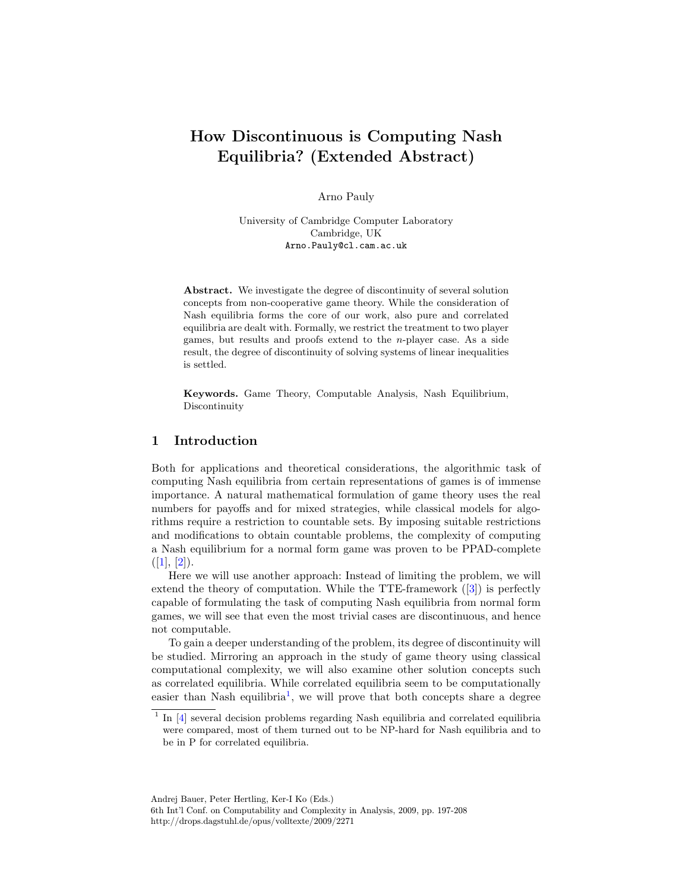# How Discontinuous is Computing Nash Equilibria? (Extended Abstract)

Arno Pauly

University of Cambridge Computer Laboratory
Cambridge, UK
Arno.Pauly@cl.cam.ac.uk

**Abstract.** We investigate the degree of discontinuity of several solution concepts from non-cooperative game theory. While the consideration of Nash equilibria forms the core of our work, also pure and correlated equilibria are dealt with. Formally, we restrict the treatment to two player games, but results and proofs extend to the $n$-player case. As a side result, the degree of discontinuity of solving systems of linear inequalities is settled.

**Keywords.** Game Theory, Computable Analysis, Nash Equilibrium, Discontinuity

## 1 Introduction

Both for applications and theoretical considerations, the algorithmic task of computing Nash equilibria from certain representations of games is of immense importance. A natural mathematical formulation of game theory uses the real numbers for payoffs and for mixed strategies, while classical models for algorithms require a restriction to countable sets. By imposing suitable restrictions and modifications to obtain countable problems, the complexity of computing a Nash equilibrium for a normal form game was proven to be PPAD-complete ([1], [2]).

Here we will use another approach: Instead of limiting the problem, we will extend the theory of computation. While the TTE-framework ([3]) is perfectly capable of formulating the task of computing Nash equilibria from normal form games, we will see that even the most trivial cases are discontinuous, and hence not computable.

To gain a deeper understanding of the problem, its degree of discontinuity will be studied. Mirroring an approach in the study of game theory using classical computational complexity, we will also examine other solution concepts such as correlated equilibria. While correlated equilibria seem to be computationally easier than Nash equilibria[1], we will prove that both concepts share a degree

[1] In [4] several decision problems regarding Nash equilibria and correlated equilibria were compared, most of them turned out to be NP-hard for Nash equilibria and to be in P for correlated equilibria.

Andrej Bauer, Peter Hertling, Ker-I Ko (Eds.)
6th Int'l Conf. on Computability and Complexity in Analysis, 2009, pp. 197-208
http://drops.dagstuhl.de/opus/volltexte/2009/2271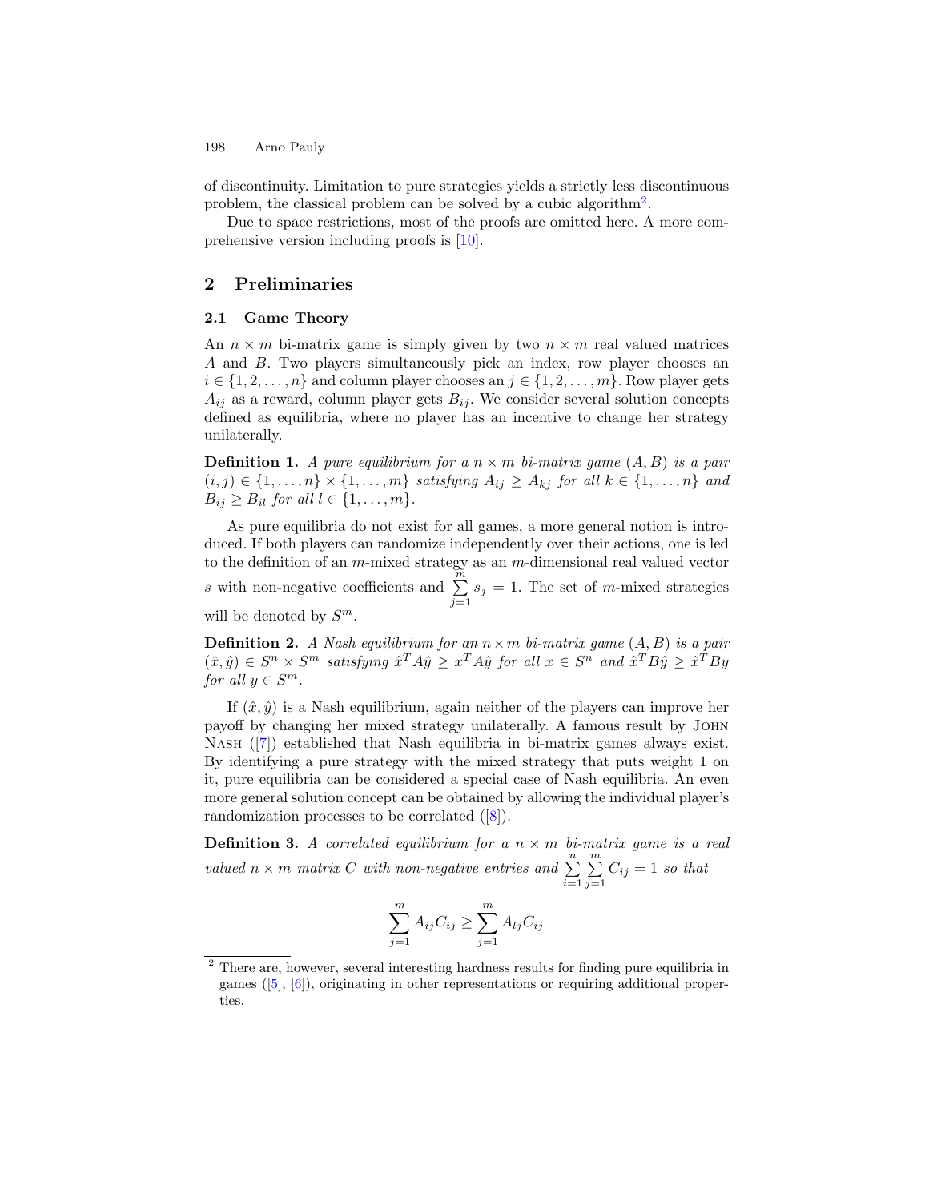of discontinuity. Limitation to pure strategies yields a strictly less discontinuous problem, the classical problem can be solved by a cubic algorithm[2].

Due to space restrictions, most of the proofs are omitted here. A more comprehensive version including proofs is [10].

## 2 Preliminaries

### 2.1 Game Theory

An $n \times m$ bi-matrix game is simply given by two $n \times m$ real valued matrices $A$ and $B$. Two players simultaneously pick an index, row player chooses an $i \in \{1, 2, \ldots, n\}$ and column player chooses an $j \in \{1, 2, \ldots, m\}$. Row player gets $A_{ij}$ as a reward, column player gets $B_{ij}$. We consider several solution concepts defined as equilibria, where no player has an incentive to change her strategy unilaterally.

**Definition 1.** *A pure equilibrium for a $n \times m$ bi-matrix game $(A, B)$ is a pair $(i, j) \in \{1, \ldots, n\} \times \{1, \ldots, m\}$ satisfying $A_{ij} \geq A_{kj}$ for all $k \in \{1, \ldots, n\}$ and $B_{ij} \geq B_{il}$ for all $l \in \{1, \ldots, m\}$.*

As pure equilibria do not exist for all games, a more general notion is introduced. If both players can randomize independently over their actions, one is led to the definition of an $m$-mixed strategy as an $m$-dimensional real valued vector $s$ with non-negative coefficients and $\sum_{j=1}^{m} s_j = 1$. The set of $m$-mixed strategies will be denoted by $S^m$.

**Definition 2.** *A Nash equilibrium for an $n \times m$ bi-matrix game $(A, B)$ is a pair $(\hat{x}, \hat{y}) \in S^n \times S^m$ satisfying $\hat{x}^T A \hat{y} \geq x^T A \hat{y}$ for all $x \in S^n$ and $\hat{x}^T B \hat{y} \geq \hat{x}^T B y$ for all $y \in S^m$.*

If $(\hat{x}, \hat{y})$ is a Nash equilibrium, again neither of the players can improve her payoff by changing her mixed strategy unilaterally. A famous result by John Nash ([7]) established that Nash equilibria in bi-matrix games always exist. By identifying a pure strategy with the mixed strategy that puts weight 1 on it, pure equilibria can be considered a special case of Nash equilibria. An even more general solution concept can be obtained by allowing the individual player's randomization processes to be correlated ([8]).

**Definition 3.** *A correlated equilibrium for a $n \times m$ bi-matrix game is a real valued $n \times m$ matrix $C$ with non-negative entries and $\sum_{i=1}^{n} \sum_{j=1}^{m} C_{ij} = 1$ so that*

$$\sum_{j=1}^{m} A_{ij} C_{ij} \geq \sum_{j=1}^{m} A_{lj} C_{ij}$$

[2] There are, however, several interesting hardness results for finding pure equilibria in games ([5], [6]), originating in other representations or requiring additional properties.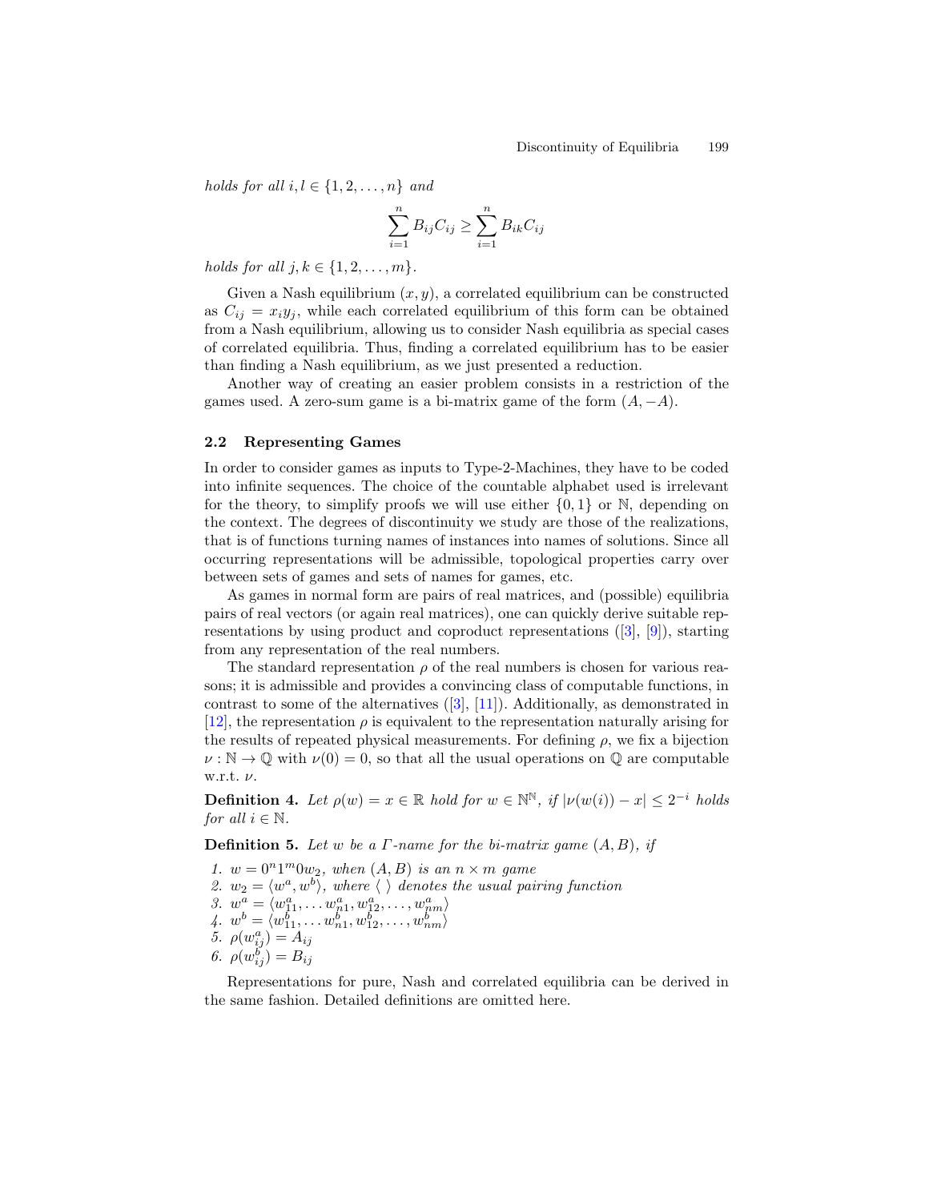*holds for all* $i, l \in \{1, 2, \ldots, n\}$ *and*

$$\sum_{i=1}^{n} B_{ij} C_{ij} \geq \sum_{i=1}^{n} B_{ik} C_{ij}$$

*holds for all* $j, k \in \{1, 2, \ldots, m\}$.

Given a Nash equilibrium $(x, y)$, a correlated equilibrium can be constructed as $C_{ij} = x_i y_j$, while each correlated equilibrium of this form can be obtained from a Nash equilibrium, allowing us to consider Nash equilibria as special cases of correlated equilibria. Thus, finding a correlated equilibrium has to be easier than finding a Nash equilibrium, as we just presented a reduction.

Another way of creating an easier problem consists in a restriction of the games used. A zero-sum game is a bi-matrix game of the form $(A, -A)$.

### 2.2 Representing Games

In order to consider games as inputs to Type-2-Machines, they have to be coded into infinite sequences. The choice of the countable alphabet used is irrelevant for the theory, to simplify proofs we will use either $\{0, 1\}$ or $\mathbb{N}$, depending on the context. The degrees of discontinuity we study are those of the realizations, that is of functions turning names of instances into names of solutions. Since all occurring representations will be admissible, topological properties carry over between sets of games and sets of names for games, etc.

As games in normal form are pairs of real matrices, and (possible) equilibria pairs of real vectors (or again real matrices), one can quickly derive suitable representations by using product and coproduct representations ([3], [9]), starting from any representation of the real numbers.

The standard representation $\rho$ of the real numbers is chosen for various reasons; it is admissible and provides a convincing class of computable functions, in contrast to some of the alternatives ([3], [11]). Additionally, as demonstrated in [12], the representation $\rho$ is equivalent to the representation naturally arising for the results of repeated physical measurements. For defining $\rho$, we fix a bijection $\nu : \mathbb{N} \to \mathbb{Q}$ with $\nu(0) = 0$, so that all the usual operations on $\mathbb{Q}$ are computable w.r.t. $\nu$.

**Definition 4.** *Let* $\rho(w) = x \in \mathbb{R}$ *hold for* $w \in \mathbb{N}^{\mathbb{N}}$, *if* $|\nu(w(i)) - x| \leq 2^{-i}$ *holds for all* $i \in \mathbb{N}$.

**Definition 5.** *Let* $w$ *be a* $\Gamma$*-name for the bi-matrix game* $(A, B)$, *if*

1. $w = 0^n 1^m 0 w_2$, *when* $(A, B)$ *is an* $n \times m$ *game*
2. $w_2 = \langle w^a, w^b \rangle$, *where* $\langle \; \rangle$ *denotes the usual pairing function*
3. $w^a = \langle w^a_{11}, \ldots w^a_{n1}, w^a_{12}, \ldots, w^a_{nm} \rangle$
4. $w^b = \langle w^b_{11}, \ldots w^b_{n1}, w^b_{12}, \ldots, w^b_{nm} \rangle$
5. $\rho(w^a_{ij}) = A_{ij}$
6. $\rho(w^b_{ij}) = B_{ij}$

Representations for pure, Nash and correlated equilibria can be derived in the same fashion. Detailed definitions are omitted here.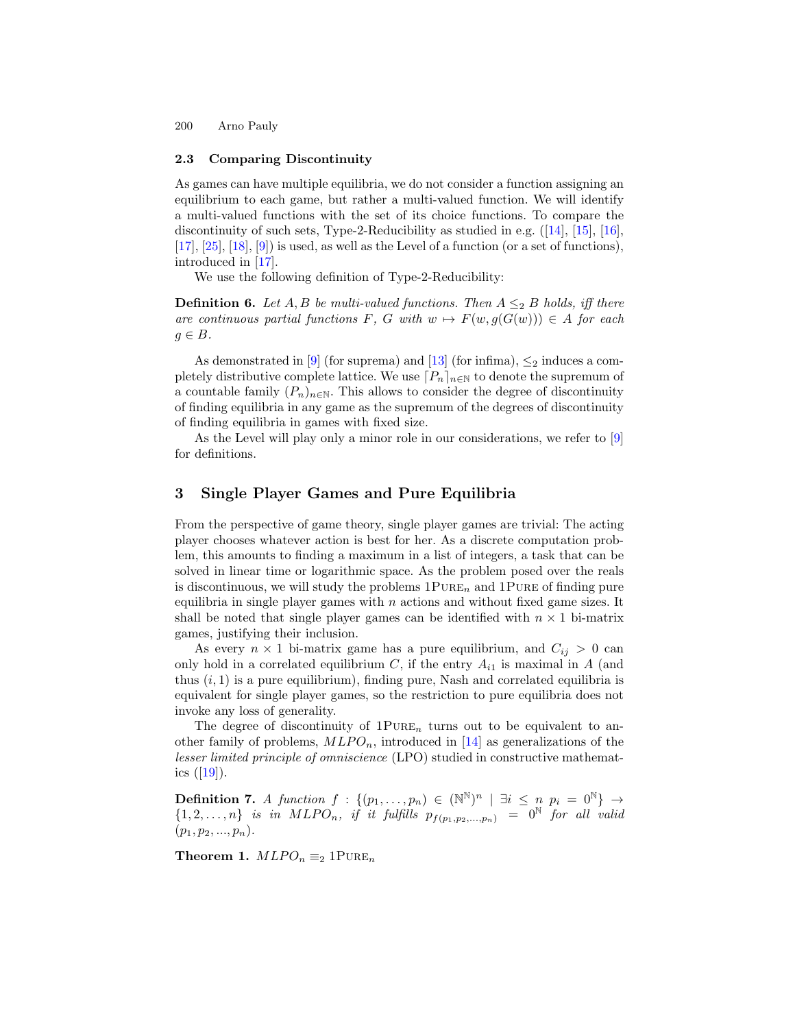### 2.3 Comparing Discontinuity

As games can have multiple equilibria, we do not consider a function assigning an equilibrium to each game, but rather a multi-valued function. We will identify a multi-valued functions with the set of its choice functions. To compare the discontinuity of such sets, Type-2-Reducibility as studied in e.g. ([14], [15], [16], [17], [25], [18], [9]) is used, as well as the Level of a function (or a set of functions), introduced in [17].

We use the following definition of Type-2-Reducibility:

**Definition 6.** *Let $A, B$ be multi-valued functions. Then $A \leq_2 B$ holds, iff there are continuous partial functions $F$, $G$ with $w \mapsto F(w, g(G(w))) \in A$ for each $g \in B$.*

As demonstrated in [9] (for suprema) and [13] (for infima), $\leq_2$ induces a completely distributive complete lattice. We use $\lceil P_n \rceil_{n \in \mathbb{N}}$ to denote the supremum of a countable family $(P_n)_{n \in \mathbb{N}}$. This allows to consider the degree of discontinuity of finding equilibria in any game as the supremum of the degrees of discontinuity of finding equilibria in games with fixed size.

As the Level will play only a minor role in our considerations, we refer to [9] for definitions.

## 3 Single Player Games and Pure Equilibria

From the perspective of game theory, single player games are trivial: The acting player chooses whatever action is best for her. As a discrete computation problem, this amounts to finding a maximum in a list of integers, a task that can be solved in linear time or logarithmic space. As the problem posed over the reals is discontinuous, we will study the problems $1\text{PURE}_n$ and $1\text{PURE}$ of finding pure equilibria in single player games with $n$ actions and without fixed game sizes. It shall be noted that single player games can be identified with $n \times 1$ bi-matrix games, justifying their inclusion.

As every $n \times 1$ bi-matrix game has a pure equilibrium, and $C_{ij} > 0$ can only hold in a correlated equilibrium $C$, if the entry $A_{i1}$ is maximal in $A$ (and thus $(i, 1)$ is a pure equilibrium), finding pure, Nash and correlated equilibria is equivalent for single player games, so the restriction to pure equilibria does not invoke any loss of generality.

The degree of discontinuity of $1\text{PURE}_n$ turns out to be equivalent to another family of problems, $MLPO_n$, introduced in [14] as generalizations of the *lesser limited principle of omniscience* (LPO) studied in constructive mathematics ([19]).

**Definition 7.** *A function $f : \{(p_1, \ldots, p_n) \in (\mathbb{N}^\mathbb{N})^n \mid \exists i \leq n \; p_i = 0^\mathbb{N}\} \to \{1, 2, \ldots, n\}$ is in $MLPO_n$, if it fulfills $p_{f(p_1, p_2, \ldots, p_n)} = 0^\mathbb{N}$ for all valid $(p_1, p_2, ..., p_n)$.*

**Theorem 1.** $MLPO_n \equiv_2 1\text{PURE}_n$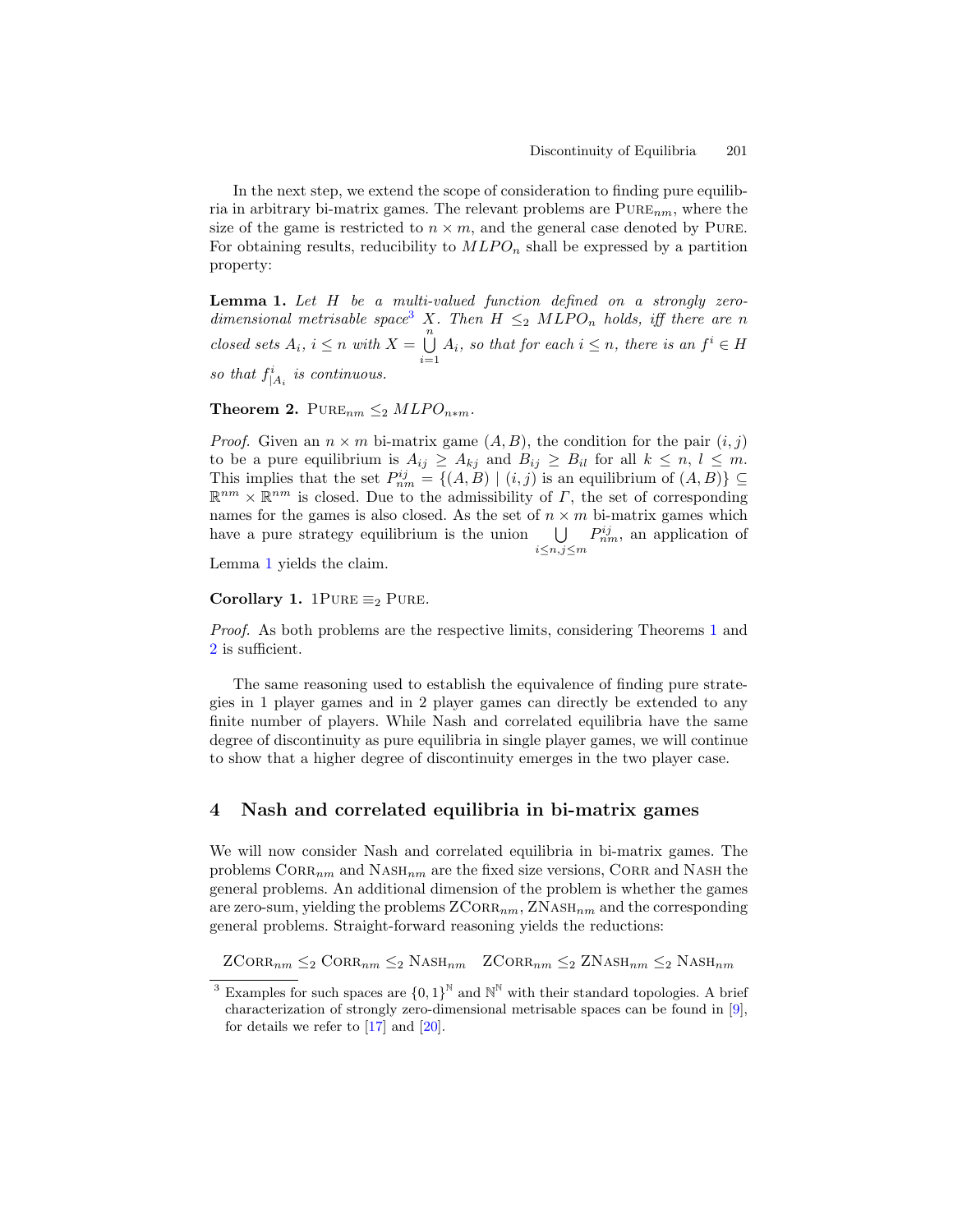In the next step, we extend the scope of consideration to finding pure equilibria in arbitrary bi-matrix games. The relevant problems are $\text{PURE}_{nm}$, where the size of the game is restricted to $n \times m$, and the general case denoted by PURE. For obtaining results, reducibility to $MLPO_n$ shall be expressed by a partition property:

**Lemma 1.** *Let $H$ be a multi-valued function defined on a strongly zero-dimensional metrisable space*[3] *$X$. Then $H \leq_2 MLPO_n$ holds, iff there are $n$ closed sets $A_i$, $i \leq n$ with $X = \bigcup_{i=1}^{n} A_i$, so that for each $i \leq n$, there is an $f^i \in H$ so that $f^i_{|A_i}$ is continuous.*

**Theorem 2.** $\text{PURE}_{nm} \leq_2 MLPO_{n*m}$.

*Proof.* Given an $n \times m$ bi-matrix game $(A, B)$, the condition for the pair $(i, j)$ to be a pure equilibrium is $A_{ij} \geq A_{kj}$ and $B_{ij} \geq B_{il}$ for all $k \leq n$, $l \leq m$. This implies that the set $P^{ij}_{nm} = \{(A, B) \mid (i, j) \text{ is an equilibrium of } (A, B)\} \subseteq \mathbb{R}^{nm} \times \mathbb{R}^{nm}$ is closed. Due to the admissibility of $\Gamma$, the set of corresponding names for the games is also closed. As the set of $n \times m$ bi-matrix games which have a pure strategy equilibrium is the union $\bigcup_{i \leq n, j \leq m} P^{ij}_{nm}$, an application of Lemma 1 yields the claim.

**Corollary 1.** $1\text{PURE} \equiv_2 \text{PURE}$.

*Proof.* As both problems are the respective limits, considering Theorems 1 and 2 is sufficient.

The same reasoning used to establish the equivalence of finding pure strategies in 1 player games and in 2 player games can directly be extended to any finite number of players. While Nash and correlated equilibria have the same degree of discontinuity as pure equilibria in single player games, we will continue to show that a higher degree of discontinuity emerges in the two player case.

## 4 Nash and correlated equilibria in bi-matrix games

We will now consider Nash and correlated equilibria in bi-matrix games. The problems $\text{CORR}_{nm}$ and $\text{NASH}_{nm}$ are the fixed size versions, CORR and NASH the general problems. An additional dimension of the problem is whether the games are zero-sum, yielding the problems $\text{ZCORR}_{nm}$, $\text{ZNASH}_{nm}$ and the corresponding general problems. Straight-forward reasoning yields the reductions:

$$\text{ZCORR}_{nm} \leq_2 \text{CORR}_{nm} \leq_2 \text{NASH}_{nm} \quad \text{ZCORR}_{nm} \leq_2 \text{ZNASH}_{nm} \leq_2 \text{NASH}_{nm}$$

[3] Examples for such spaces are $\{0,1\}^{\mathbb{N}}$ and $\mathbb{N}^{\mathbb{N}}$ with their standard topologies. A brief characterization of strongly zero-dimensional metrisable spaces can be found in [9], for details we refer to [17] and [20].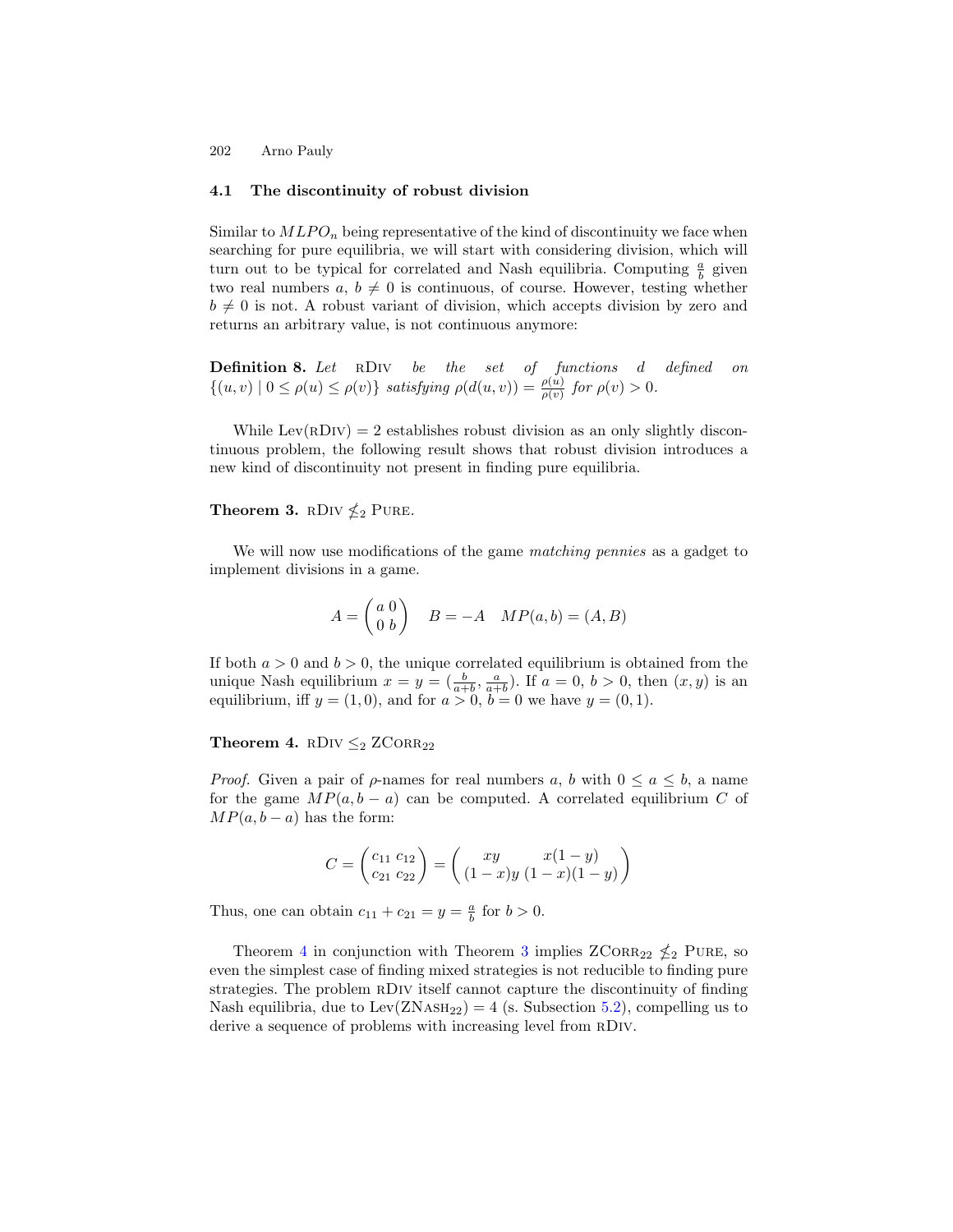### 4.1 The discontinuity of robust division

Similar to $MLPO_n$ being representative of the kind of discontinuity we face when searching for pure equilibria, we will start with considering division, which will turn out to be typical for correlated and Nash equilibria. Computing $\frac{a}{b}$ given two real numbers $a$, $b \neq 0$ is continuous, of course. However, testing whether $b \neq 0$ is not. A robust variant of division, which accepts division by zero and returns an arbitrary value, is not continuous anymore:

**Definition 8.** *Let* rDiv *be the set of functions $d$ defined on $\{(u, v) \mid 0 \leq \rho(u) \leq \rho(v)\}$ satisfying $\rho(d(u, v)) = \frac{\rho(u)}{\rho(v)}$ for $\rho(v) > 0$.*

While Lev(rDiv) = 2 establishes robust division as an only slightly discontinuous problem, the following result shows that robust division introduces a new kind of discontinuity not present in finding pure equilibria.

**Theorem 3.** rDiv $\nleq_2$ Pure.

We will now use modifications of the game *matching pennies* as a gadget to implement divisions in a game.

$$A = \begin{pmatrix} a & 0 \\ 0 & b \end{pmatrix} \quad B = -A \quad MP(a, b) = (A, B)$$

If both $a > 0$ and $b > 0$, the unique correlated equilibrium is obtained from the unique Nash equilibrium $x = y = (\frac{b}{a+b}, \frac{a}{a+b})$. If $a = 0$, $b > 0$, then $(x, y)$ is an equilibrium, iff $y = (1, 0)$, and for $a > 0$, $b = 0$ we have $y = (0, 1)$.

**Theorem 4.** rDiv $\leq_2$ ZCorr$_{22}$

*Proof.* Given a pair of $\rho$-names for real numbers $a$, $b$ with $0 \leq a \leq b$, a name for the game $MP(a, b - a)$ can be computed. A correlated equilibrium $C$ of $MP(a, b - a)$ has the form:

$$C = \begin{pmatrix} c_{11} & c_{12} \\ c_{21} & c_{22} \end{pmatrix} = \begin{pmatrix} xy & x(1-y) \\ (1-x)y & (1-x)(1-y) \end{pmatrix}$$

Thus, one can obtain $c_{11} + c_{21} = y = \frac{a}{b}$ for $b > 0$.

Theorem 4 in conjunction with Theorem 3 implies ZCorr$_{22}$ $\nleq_2$ Pure, so even the simplest case of finding mixed strategies is not reducible to finding pure strategies. The problem rDiv itself cannot capture the discontinuity of finding Nash equilibria, due to Lev(ZNash$_{22}$) = 4 (s. Subsection 5.2), compelling us to derive a sequence of problems with increasing level from rDiv.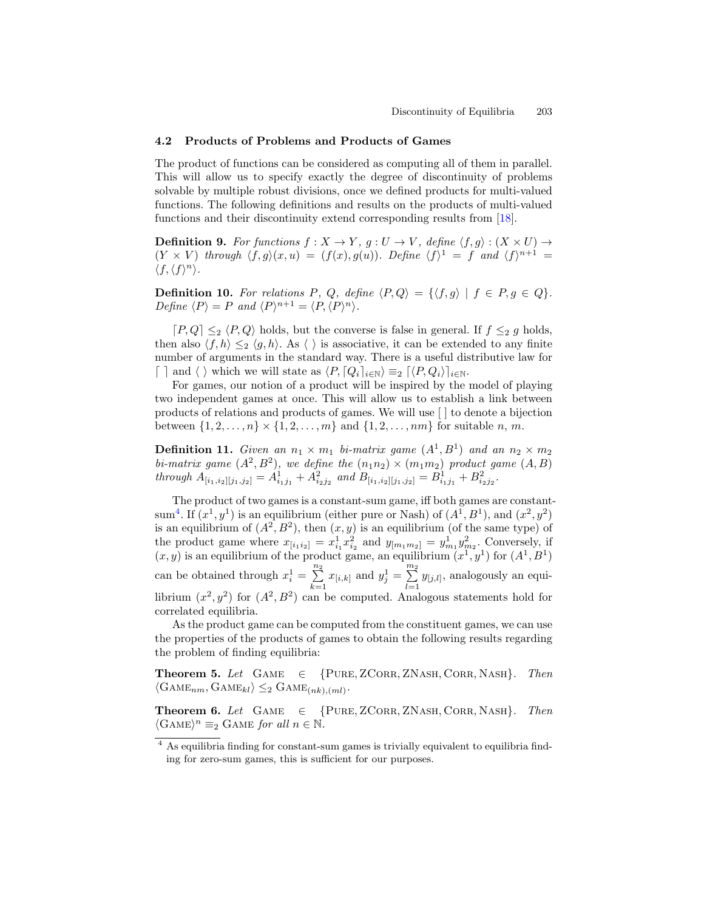### 4.2 Products of Problems and Products of Games

The product of functions can be considered as computing all of them in parallel. This will allow us to specify exactly the degree of discontinuity of problems solvable by multiple robust divisions, once we defined products for multi-valued functions. The following definitions and results on the products of multi-valued functions and their discontinuity extend corresponding results from [18].

**Definition 9.** *For functions $f : X \to Y$, $g : U \to V$, define $\langle f, g\rangle : (X \times U) \to (Y \times V)$ through $\langle f, g\rangle(x, u) = (f(x), g(u))$. Define $\langle f\rangle^1 = f$ and $\langle f\rangle^{n+1} = \langle f, \langle f\rangle^n\rangle$.*

**Definition 10.** *For relations $P$, $Q$, define $\langle P, Q\rangle = \{\langle f, g\rangle \mid f \in P, g \in Q\}$. Define $\langle P\rangle = P$ and $\langle P\rangle^{n+1} = \langle P, \langle P\rangle^n\rangle$.*

$\lceil P, Q\rceil \leq_2 \langle P, Q\rangle$ holds, but the converse is false in general. If $f \leq_2 g$ holds, then also $\langle f, h\rangle \leq_2 \langle g, h\rangle$. As $\langle\ \rangle$ is associative, it can be extended to any finite number of arguments in the standard way. There is a useful distributive law for $\lceil\ \rceil$ and $\langle\ \rangle$ which we will state as $\langle P, \lceil Q_i\rceil_{i\in\mathbb{N}}\rangle \equiv_2 \lceil\langle P, Q_i\rangle\rceil_{i\in\mathbb{N}}$.

For games, our notion of a product will be inspired by the model of playing two independent games at once. This will allow us to establish a link between products of relations and products of games. We will use $[\ ]$ to denote a bijection between $\{1, 2, \dots, n\} \times \{1, 2, \dots, m\}$ and $\{1, 2, \dots, nm\}$ for suitable $n$, $m$.

**Definition 11.** *Given an $n_1 \times m_1$ bi-matrix game $(A^1, B^1)$ and an $n_2 \times m_2$ bi-matrix game $(A^2, B^2)$, we define the $(n_1n_2) \times (m_1m_2)$ product game $(A, B)$ through $A_{[i_1,i_2][j_1,j_2]} = A^1_{i_1j_1} + A^2_{i_2j_2}$ and $B_{[i_1,i_2][j_1,j_2]} = B^1_{i_1j_1} + B^2_{i_2j_2}$.*

The product of two games is a constant-sum game, iff both games are constant-sum[4]. If $(x^1, y^1)$ is an equilibrium (either pure or Nash) of $(A^1, B^1)$, and $(x^2, y^2)$ is an equilibrium of $(A^2, B^2)$, then $(x, y)$ is an equilibrium (of the same type) of the product game where $x_{[i_1i_2]} = x^1_{i_1}x^2_{i_2}$ and $y_{[m_1m_2]} = y^1_{m_1}y^2_{m_2}$. Conversely, if $(x, y)$ is an equilibrium of the product game, an equilibrium $(x^1, y^1)$ for $(A^1, B^1)$ can be obtained through $x^1_i = \sum_{k=1}^{n_2} x_{[i,k]}$ and $y^1_j = \sum_{l=1}^{m_2} y_{[j,l]}$, analogously an equilibrium $(x^2, y^2)$ for $(A^2, B^2)$ can be computed. Analogous statements hold for correlated equilibria.

As the product game can be computed from the constituent games, we can use the properties of the products of games to obtain the following results regarding the problem of finding equilibria:

**Theorem 5.** *Let* $\text{GAME} \in \{\text{PURE}, \text{ZCORR}, \text{ZNASH}, \text{CORR}, \text{NASH}\}$. *Then* $\langle\text{GAME}_{nm}, \text{GAME}_{kl}\rangle \leq_2 \text{GAME}_{(nk),(ml)}$.

**Theorem 6.** *Let* $\text{GAME} \in \{\text{PURE}, \text{ZCORR}, \text{ZNASH}, \text{CORR}, \text{NASH}\}$. *Then* $\langle\text{GAME}\rangle^n \equiv_2 \text{GAME}$ *for all* $n \in \mathbb{N}$.

[4] As equilibria finding for constant-sum games is trivially equivalent to equilibria finding for zero-sum games, this is sufficient for our purposes.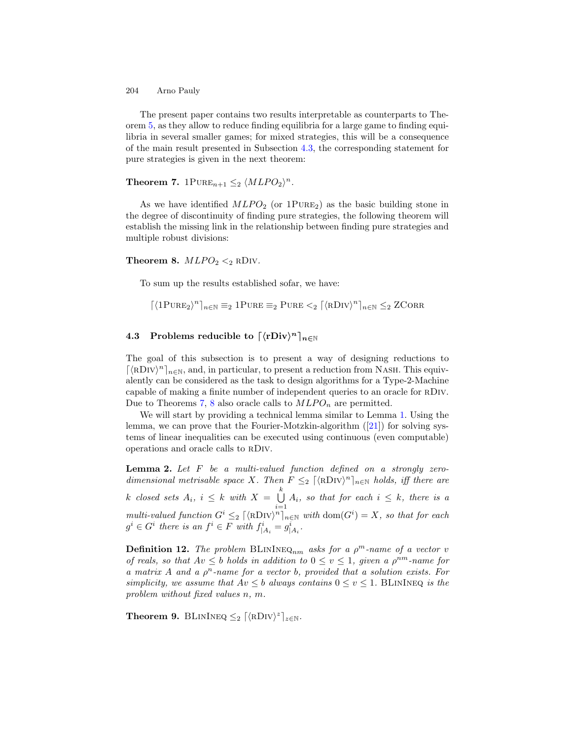The present paper contains two results interpretable as counterparts to Theorem 5, as they allow to reduce finding equilibria for a large game to finding equilibria in several smaller games; for mixed strategies, this will be a consequence of the main result presented in Subsection 4.3, the corresponding statement for pure strategies is given in the next theorem:

**Theorem 7.** $1\text{PURE}_{n+1} \leq_2 \langle MLPO_2 \rangle^n$.

As we have identified $MLPO_2$ (or $1\text{PURE}_2$) as the basic building stone in the degree of discontinuity of finding pure strategies, the following theorem will establish the missing link in the relationship between finding pure strategies and multiple robust divisions:

**Theorem 8.** $MLPO_2 <_2 \text{rDIV}$.

To sum up the results established sofar, we have:

$$\lceil \langle 1\text{PURE}_2 \rangle^n \rceil_{n \in \mathbb{N}} \equiv_2 1\text{PURE} \equiv_2 \text{PURE} <_2 \lceil \langle \text{rDIV} \rangle^n \rceil_{n \in \mathbb{N}} \leq_2 \text{ZCORR}$$

### 4.3 Problems reducible to $\lceil \langle \text{rDiv} \rangle^n \rceil_{n \in \mathbb{N}}$

The goal of this subsection is to present a way of designing reductions to $\lceil \langle \text{rDIV} \rangle^n \rceil_{n \in \mathbb{N}}$, and, in particular, to present a reduction from NASH. This equivalently can be considered as the task to design algorithms for a Type-2-Machine capable of making a finite number of independent queries to an oracle for rDIV. Due to Theorems 7, 8 also oracle calls to $MLPO_n$ are permitted.

We will start by providing a technical lemma similar to Lemma 1. Using the lemma, we can prove that the Fourier-Motzkin-algorithm ([21]) for solving systems of linear inequalities can be executed using continuous (even computable) operations and oracle calls to rDIV.

**Lemma 2.** *Let $F$ be a multi-valued function defined on a strongly zero-dimensional metrisable space $X$. Then $F \leq_2 \lceil \langle \text{rDIV} \rangle^n \rceil_{n \in \mathbb{N}}$ holds, iff there are $k$ closed sets $A_i$, $i \leq k$ with $X = \bigcup_{i=1}^{k} A_i$, so that for each $i \leq k$, there is a multi-valued function $G^i \leq_2 \lceil \langle \text{rDIV} \rangle^n \rceil_{n \in \mathbb{N}}$ with $\text{dom}(G^i) = X$, so that for each $g^i \in G^i$ there is an $f^i \in F$ with $f^i_{|A_i} = g^i_{|A_i}$.*

**Definition 12.** *The problem $\text{BLININEQ}_{nm}$ asks for a $\rho^m$-name of a vector $v$ of reals, so that $Av \leq b$ holds in addition to $0 \leq v \leq 1$, given a $\rho^{nm}$-name for a matrix $A$ and a $\rho^n$-name for a vector $b$, provided that a solution exists. For simplicity, we assume that $Av \leq b$ always contains $0 \leq v \leq 1$. BLININEQ is the problem without fixed values $n$, $m$.*

**Theorem 9.** $\text{BLININEQ} \leq_2 \lceil \langle \text{rDIV} \rangle^z \rceil_{z \in \mathbb{N}}$.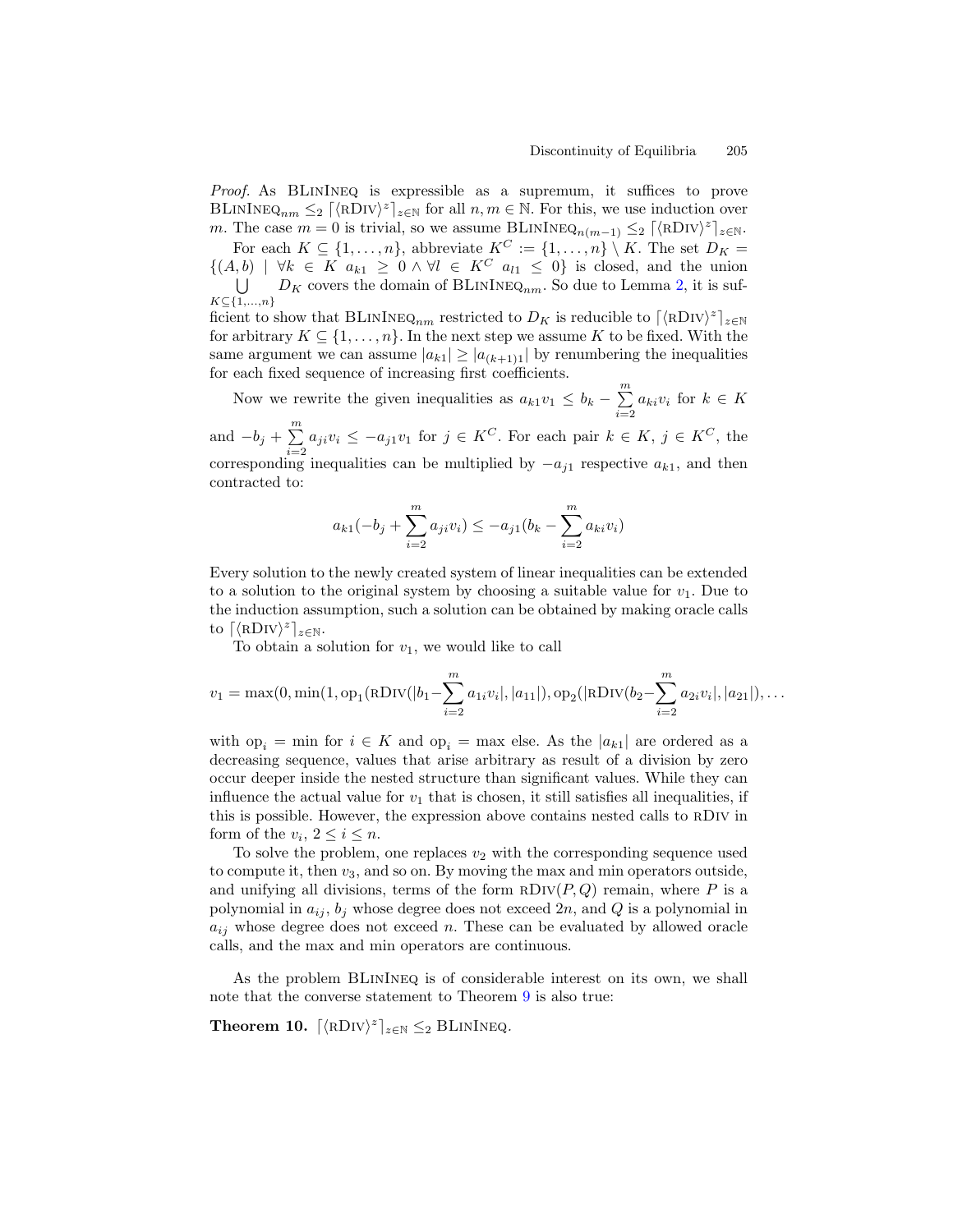*Proof.* As BLinIneq is expressible as a supremum, it suffices to prove $\text{BLinIneq}_{nm} \leq_2 \lceil\langle\text{rDiv}\rangle^z\rceil_{z\in\mathbb{N}}$ for all $n, m \in \mathbb{N}$. For this, we use induction over $m$. The case $m = 0$ is trivial, so we assume $\text{BLinIneq}_{n(m-1)} \leq_2 \lceil\langle\text{rDiv}\rangle^z\rceil_{z\in\mathbb{N}}$.

For each $K \subseteq \{1, \ldots, n\}$, abbreviate $K^C := \{1, \ldots, n\} \setminus K$. The set $D_K = \{(A, b) \mid \forall k \in K\ a_{k1} \geq 0 \wedge \forall l \in K^C\ a_{l1} \leq 0\}$ is closed, and the union $\bigcup_{K\subseteq\{1,\ldots,n\}} D_K$ covers the domain of $\text{BLinIneq}_{nm}$. So due to Lemma 2, it is sufficient to show that $\text{BLinIneq}_{nm}$ restricted to $D_K$ is reducible to $\lceil\langle\text{rDiv}\rangle^z\rceil_{z\in\mathbb{N}}$ for arbitrary $K \subseteq \{1, \ldots, n\}$. In the next step we assume $K$ to be fixed. With the same argument we can assume $|a_{k1}| \geq |a_{(k+1)1}|$ by renumbering the inequalities for each fixed sequence of increasing first coefficients.

Now we rewrite the given inequalities as $a_{k1}v_1 \leq b_k - \sum_{i=2}^{m} a_{ki}v_i$ for $k \in K$ and $-b_j + \sum_{i=2}^{m} a_{ji}v_i \leq -a_{j1}v_1$ for $j \in K^C$. For each pair $k \in K$, $j \in K^C$, the corresponding inequalities can be multiplied by $-a_{j1}$ respective $a_{k1}$, and then contracted to:

$$a_{k1}(-b_j + \sum_{i=2}^{m} a_{ji}v_i) \leq -a_{j1}(b_k - \sum_{i=2}^{m} a_{ki}v_i)$$

Every solution to the newly created system of linear inequalities can be extended to a solution to the original system by choosing a suitable value for $v_1$. Due to the induction assumption, such a solution can be obtained by making oracle calls to $\lceil\langle\text{rDiv}\rangle^z\rceil_{z\in\mathbb{N}}$.

To obtain a solution for $v_1$, we would like to call

$$v_1 = \max(0, \min(1, \text{op}_1(\text{rDiv}(|b_1 - \sum_{i=2}^{m} a_{1i}v_i|, |a_{11}|), \text{op}_2(|\text{rDiv}(b_2 - \sum_{i=2}^{m} a_{2i}v_i|, |a_{21}|), \ldots$$

with $\text{op}_i = \min$ for $i \in K$ and $\text{op}_i = \max$ else. As the $|a_{k1}|$ are ordered as a decreasing sequence, values that arise arbitrary as result of a division by zero occur deeper inside the nested structure than significant values. While they can influence the actual value for $v_1$ that is chosen, it still satisfies all inequalities, if this is possible. However, the expression above contains nested calls to rDiv in form of the $v_i$, $2 \leq i \leq n$.

To solve the problem, one replaces $v_2$ with the corresponding sequence used to compute it, then $v_3$, and so on. By moving the max and min operators outside, and unifying all divisions, terms of the form $\text{rDiv}(P, Q)$ remain, where $P$ is a polynomial in $a_{ij}$, $b_j$ whose degree does not exceed $2n$, and $Q$ is a polynomial in $a_{ij}$ whose degree does not exceed $n$. These can be evaluated by allowed oracle calls, and the max and min operators are continuous.

As the problem BLinIneq is of considerable interest on its own, we shall note that the converse statement to Theorem 9 is also true:

**Theorem 10.** $\lceil\langle\text{rDiv}\rangle^z\rceil_{z\in\mathbb{N}} \leq_2 \text{BLinIneq}$.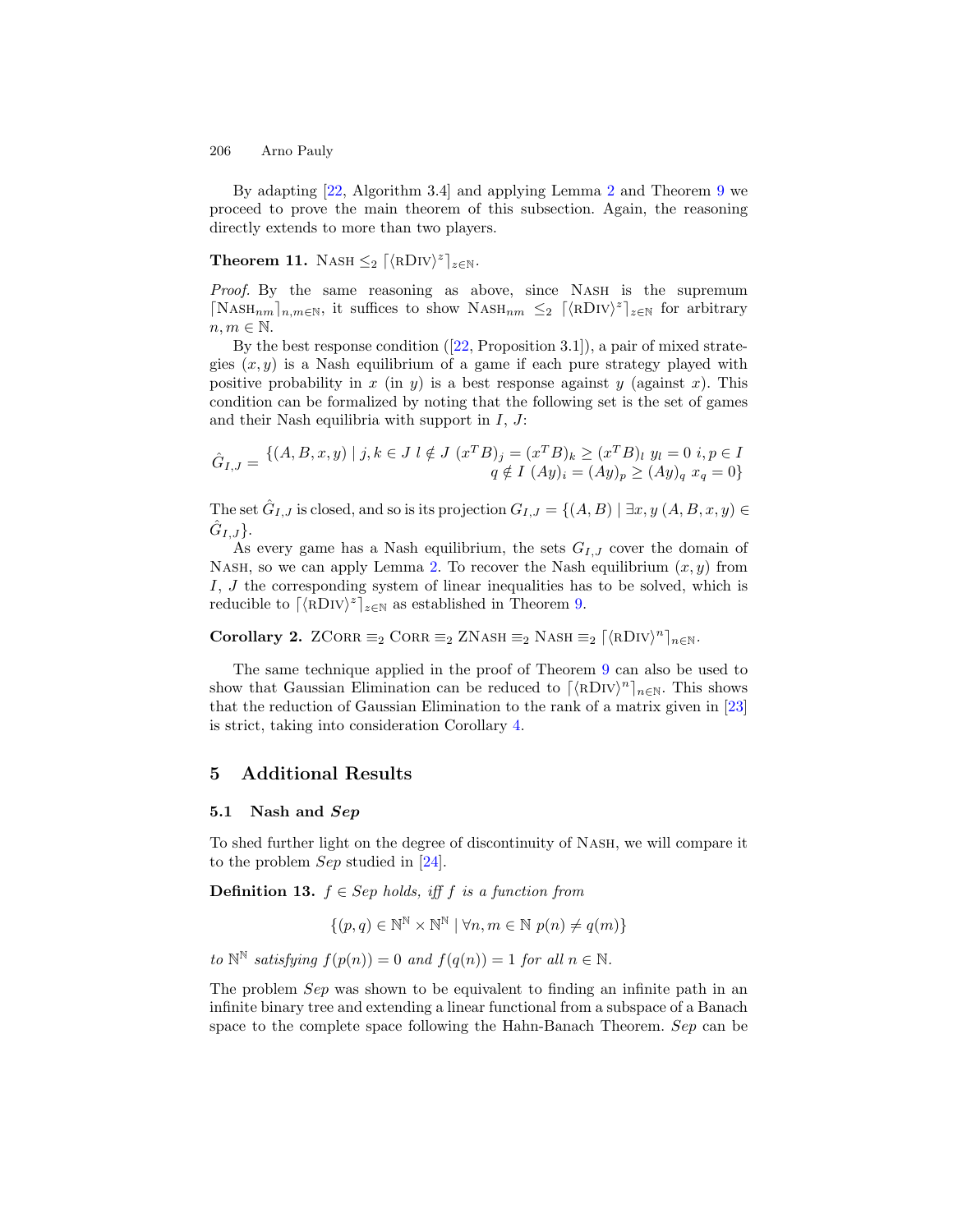By adapting [22, Algorithm 3.4] and applying Lemma 2 and Theorem 9 we proceed to prove the main theorem of this subsection. Again, the reasoning directly extends to more than two players.

**Theorem 11.** $\textsc{Nash} \leq_2 \lceil \langle \textsc{rDiv} \rangle^z \rceil_{z \in \mathbb{N}}$.

*Proof.* By the same reasoning as above, since $\textsc{Nash}$ is the supremum $\lceil \textsc{Nash}_{nm} \rceil_{n,m \in \mathbb{N}}$, it suffices to show $\textsc{Nash}_{nm} \leq_2 \lceil \langle \textsc{rDiv} \rangle^z \rceil_{z \in \mathbb{N}}$ for arbitrary $n, m \in \mathbb{N}$.

By the best response condition ([22, Proposition 3.1]), a pair of mixed strategies $(x, y)$ is a Nash equilibrium of a game if each pure strategy played with positive probability in $x$ (in $y$) is a best response against $y$ (against $x$). This condition can be formalized by noting that the following set is the set of games and their Nash equilibria with support in $I$, $J$:

$$\hat{G}_{I,J} = \begin{array}{r} \{(A, B, x, y) \mid j, k \in J \; l \notin J \; (x^T B)_j = (x^T B)_k \geq (x^T B)_l \; y_l = 0 \; i, p \in I \\ q \notin I \; (Ay)_i = (Ay)_p \geq (Ay)_q \; x_q = 0\} \end{array}$$

The set $\hat{G}_{I,J}$ is closed, and so is its projection $G_{I,J} = \{(A, B) \mid \exists x, y \; (A, B, x, y) \in \hat{G}_{I,J}\}$.

As every game has a Nash equilibrium, the sets $G_{I,J}$ cover the domain of $\textsc{Nash}$, so we can apply Lemma 2. To recover the Nash equilibrium $(x, y)$ from $I$, $J$ the corresponding system of linear inequalities has to be solved, which is reducible to $\lceil \langle \textsc{rDiv} \rangle^z \rceil_{z \in \mathbb{N}}$ as established in Theorem 9.

**Corollary 2.** $\textsc{ZCorr} \equiv_2 \textsc{Corr} \equiv_2 \textsc{ZNash} \equiv_2 \textsc{Nash} \equiv_2 \lceil \langle \textsc{rDiv} \rangle^n \rceil_{n \in \mathbb{N}}$.

The same technique applied in the proof of Theorem 9 can also be used to show that Gaussian Elimination can be reduced to $\lceil \langle \textsc{rDiv} \rangle^n \rceil_{n \in \mathbb{N}}$. This shows that the reduction of Gaussian Elimination to the rank of a matrix given in [23] is strict, taking into consideration Corollary 4.

## 5 Additional Results

### 5.1 Nash and *Sep*

To shed further light on the degree of discontinuity of $\textsc{Nash}$, we will compare it to the problem *Sep* studied in [24].

**Definition 13.** *$f \in Sep$ holds, iff $f$ is a function from*

$$\{(p, q) \in \mathbb{N}^{\mathbb{N}} \times \mathbb{N}^{\mathbb{N}} \mid \forall n, m \in \mathbb{N} \; p(n) \neq q(m)\}$$

*to $\mathbb{N}^{\mathbb{N}}$ satisfying $f(p(n)) = 0$ and $f(q(n)) = 1$ for all $n \in \mathbb{N}$.*

The problem *Sep* was shown to be equivalent to finding an infinite path in an infinite binary tree and extending a linear functional from a subspace of a Banach space to the complete space following the Hahn-Banach Theorem. *Sep* can be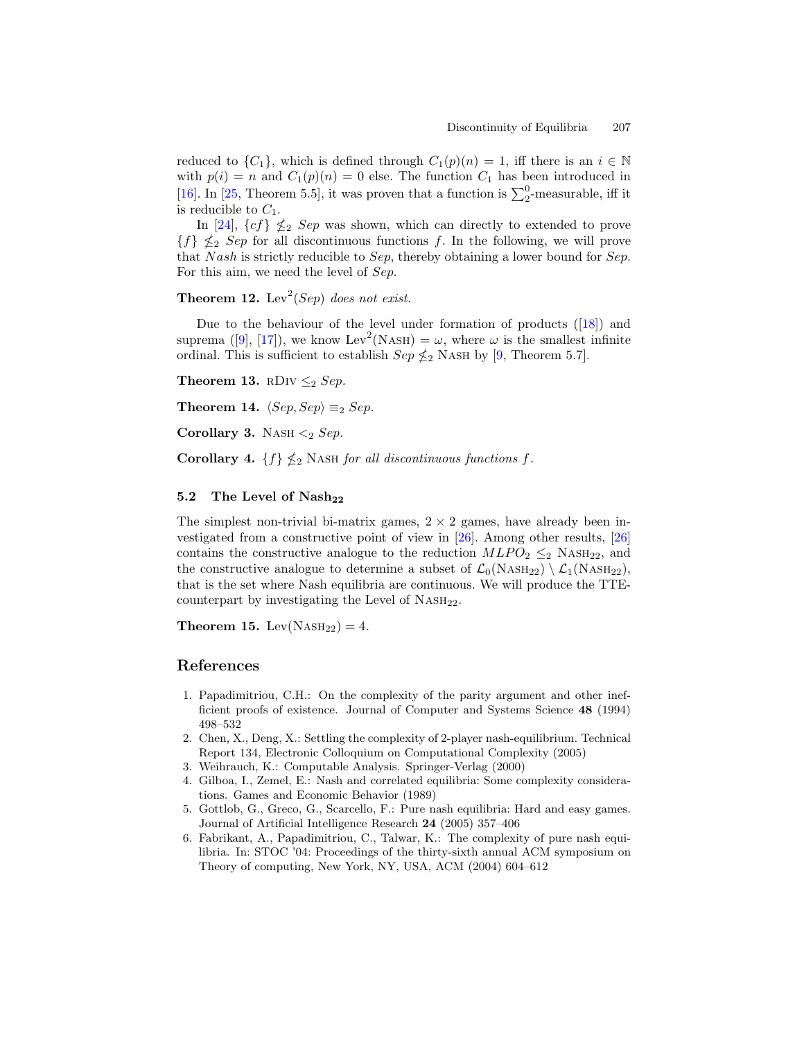reduced to $\{C_1\}$, which is defined through $C_1(p)(n) = 1$, iff there is an $i \in \mathbb{N}$ with $p(i) = n$ and $C_1(p)(n) = 0$ else. The function $C_1$ has been introduced in [16]. In [25, Theorem 5.5], it was proven that a function is $\sum_2^0$-measurable, iff it is reducible to $C_1$.

In [24], $\{cf\} \nleq_2 Sep$ was shown, which can directly to extended to prove $\{f\} \nleq_2 Sep$ for all discontinuous functions $f$. In the following, we will prove that *Nash* is strictly reducible to *Sep*, thereby obtaining a lower bound for *Sep*. For this aim, we need the level of *Sep*.

**Theorem 12.** $\mathrm{Lev}^2(Sep)$ *does not exist.*

Due to the behaviour of the level under formation of products ([18]) and suprema ([9], [17]), we know $\mathrm{Lev}^2(\textsc{Nash}) = \omega$, where $\omega$ is the smallest infinite ordinal. This is sufficient to establish $Sep \nleq_2 \textsc{Nash}$ by [9, Theorem 5.7].

**Theorem 13.** $\textsc{rDiv} \leq_2 Sep$.

**Theorem 14.** $\langle Sep, Sep \rangle \equiv_2 Sep$.

**Corollary 3.** $\textsc{Nash} <_2 Sep$.

**Corollary 4.** $\{f\} \nleq_2 \textsc{Nash}$ *for all discontinuous functions* $f$.

### 5.2 The Level of $\mathbf{Nash_{22}}$

The simplest non-trivial bi-matrix games, $2 \times 2$ games, have already been investigated from a constructive point of view in [26]. Among other results, [26] contains the constructive analogue to the reduction $MLPO_2 \leq_2 \textsc{Nash}_{22}$, and the constructive analogue to determine a subset of $\mathcal{L}_0(\textsc{Nash}_{22}) \setminus \mathcal{L}_1(\textsc{Nash}_{22})$, that is the set where Nash equilibria are continuous. We will produce the TTE-counterpart by investigating the Level of $\textsc{Nash}_{22}$.

**Theorem 15.** $\mathrm{Lev}(\textsc{Nash}_{22}) = 4$.

## References

1. Papadimitriou, C.H.: On the complexity of the parity argument and other inefficient proofs of existence. Journal of Computer and Systems Science **48** (1994) 498–532
2. Chen, X., Deng, X.: Settling the complexity of 2-player nash-equilibrium. Technical Report 134, Electronic Colloquium on Computational Complexity (2005)
3. Weihrauch, K.: Computable Analysis. Springer-Verlag (2000)
4. Gilboa, I., Zemel, E.: Nash and correlated equilibria: Some complexity considerations. Games and Economic Behavior (1989)
5. Gottlob, G., Greco, G., Scarcello, F.: Pure nash equilibria: Hard and easy games. Journal of Artificial Intelligence Research **24** (2005) 357–406
6. Fabrikant, A., Papadimitriou, C., Talwar, K.: The complexity of pure nash equilibria. In: STOC '04: Proceedings of the thirty-sixth annual ACM symposium on Theory of computing, New York, NY, USA, ACM (2004) 604–612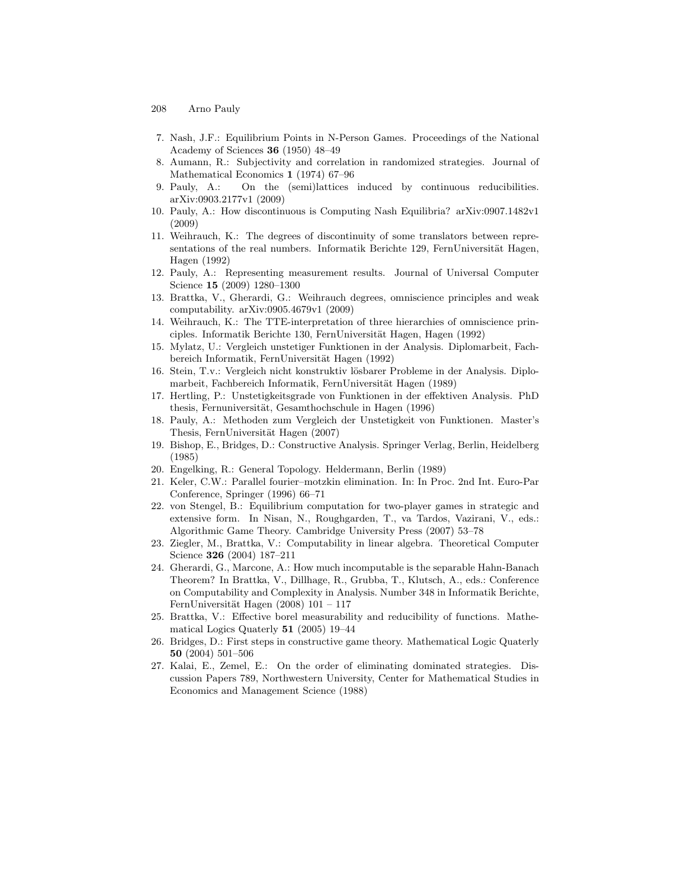7. Nash, J.F.: Equilibrium Points in N-Person Games. Proceedings of the National Academy of Sciences **36** (1950) 48–49
8. Aumann, R.: Subjectivity and correlation in randomized strategies. Journal of Mathematical Economics **1** (1974) 67–96
9. Pauly, A.: On the (semi)lattices induced by continuous reducibilities. arXiv:0903.2177v1 (2009)
10. Pauly, A.: How discontinuous is Computing Nash Equilibria? arXiv:0907.1482v1 (2009)
11. Weihrauch, K.: The degrees of discontinuity of some translators between representations of the real numbers. Informatik Berichte 129, FernUniversität Hagen, Hagen (1992)
12. Pauly, A.: Representing measurement results. Journal of Universal Computer Science **15** (2009) 1280–1300
13. Brattka, V., Gherardi, G.: Weihrauch degrees, omniscience principles and weak computability. arXiv:0905.4679v1 (2009)
14. Weihrauch, K.: The TTE-interpretation of three hierarchies of omniscience principles. Informatik Berichte 130, FernUniversität Hagen, Hagen (1992)
15. Mylatz, U.: Vergleich unstetiger Funktionen in der Analysis. Diplomarbeit, Fachbereich Informatik, FernUniversität Hagen (1992)
16. Stein, T.v.: Vergleich nicht konstruktiv lösbarer Probleme in der Analysis. Diplomarbeit, Fachbereich Informatik, FernUniversität Hagen (1989)
17. Hertling, P.: Unstetigkeitsgrade von Funktionen in der effektiven Analysis. PhD thesis, Fernuniversität, Gesamthochschule in Hagen (1996)
18. Pauly, A.: Methoden zum Vergleich der Unstetigkeit von Funktionen. Master's Thesis, FernUniversität Hagen (2007)
19. Bishop, E., Bridges, D.: Constructive Analysis. Springer Verlag, Berlin, Heidelberg (1985)
20. Engelking, R.: General Topology. Heldermann, Berlin (1989)
21. Keler, C.W.: Parallel fourier–motzkin elimination. In: In Proc. 2nd Int. Euro-Par Conference, Springer (1996) 66–71
22. von Stengel, B.: Equilibrium computation for two-player games in strategic and extensive form. In Nisan, N., Roughgarden, T., va Tardos, Vazirani, V., eds.: Algorithmic Game Theory. Cambridge University Press (2007) 53–78
23. Ziegler, M., Brattka, V.: Computability in linear algebra. Theoretical Computer Science **326** (2004) 187–211
24. Gherardi, G., Marcone, A.: How much incomputable is the separable Hahn-Banach Theorem? In Brattka, V., Dillhage, R., Grubba, T., Klutsch, A., eds.: Conference on Computability and Complexity in Analysis. Number 348 in Informatik Berichte, FernUniversität Hagen (2008) 101 – 117
25. Brattka, V.: Effective borel measurability and reducibility of functions. Mathematical Logics Quaterly **51** (2005) 19–44
26. Bridges, D.: First steps in constructive game theory. Mathematical Logic Quaterly **50** (2004) 501–506
27. Kalai, E., Zemel, E.: On the order of eliminating dominated strategies. Discussion Papers 789, Northwestern University, Center for Mathematical Studies in Economics and Management Science (1988)